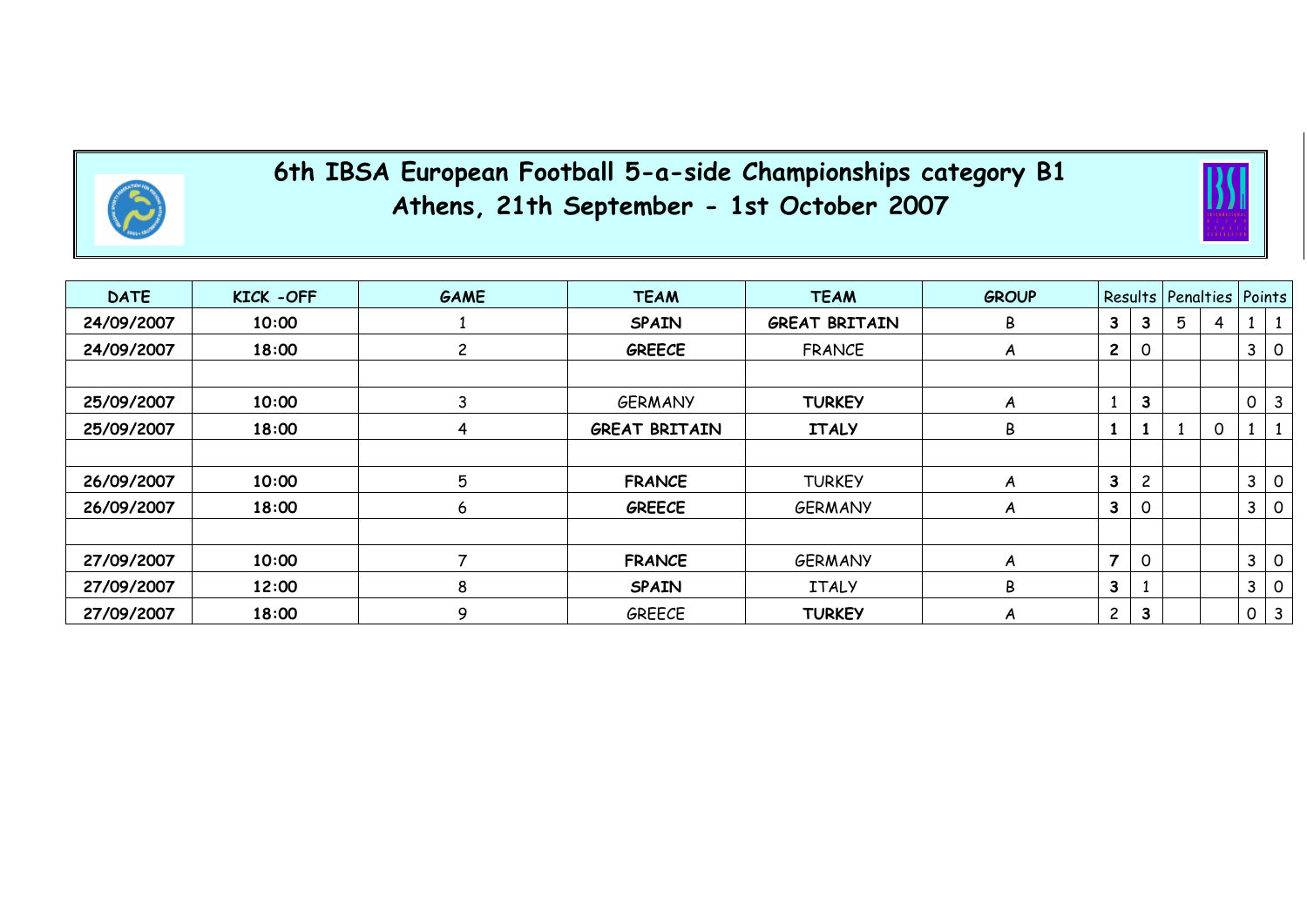# 6th IBSA European Football 5-a-side Championships category B1

## Athens, 21th September - 1st October 2007

| DATE | KICK -OFF | GAME | TEAM | TEAM | GROUP | Results | | Penalties | | Points | |
|---|---|---|---|---|---|---|---|---|---|---|---|
| 24/09/2007 | 10:00 | 1 | **SPAIN** | **GREAT BRITAIN** | B | **3** | **3** | 5 | 4 | 1 | 1 |
| 24/09/2007 | 18:00 | 2 | **GREECE** | FRANCE | A | **2** | 0 | | | 3 | 0 |
| | | | | | | | | | | | |
| 25/09/2007 | 10:00 | 3 | GERMANY | **TURKEY** | A | 1 | **3** | | | 0 | 3 |
| 25/09/2007 | 18:00 | 4 | **GREAT BRITAIN** | **ITALY** | B | **1** | **1** | 1 | 0 | 1 | 1 |
| | | | | | | | | | | | |
| 26/09/2007 | 10:00 | 5 | **FRANCE** | TURKEY | A | **3** | 2 | | | 3 | 0 |
| 26/09/2007 | 18:00 | 6 | **GREECE** | GERMANY | A | **3** | 0 | | | 3 | 0 |
| | | | | | | | | | | | |
| 27/09/2007 | 10:00 | 7 | **FRANCE** | GERMANY | A | **7** | 0 | | | 3 | 0 |
| 27/09/2007 | 12:00 | 8 | **SPAIN** | ITALY | B | **3** | 1 | | | 3 | 0 |
| 27/09/2007 | 18:00 | 9 | GREECE | **TURKEY** | A | 2 | **3** | | | 0 | 3 |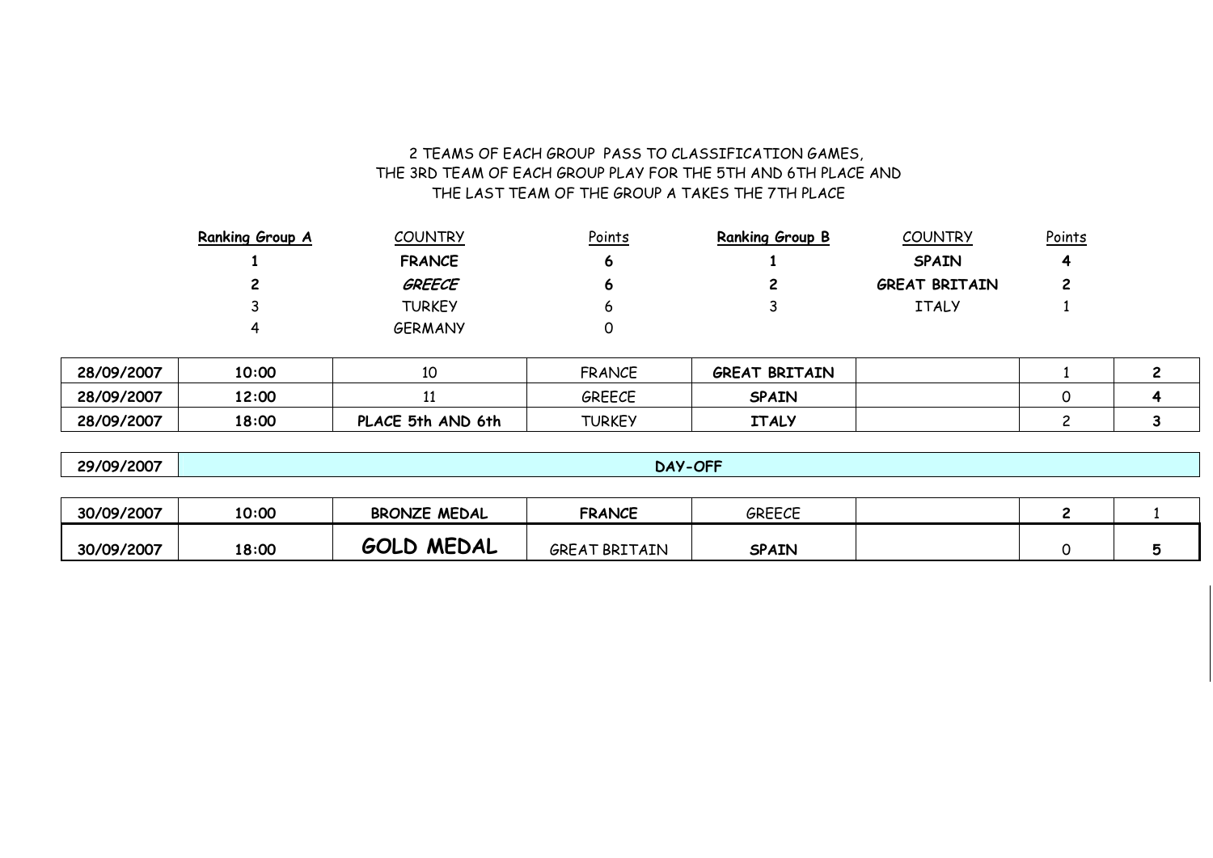2 TEAMS OF EACH GROUP PASS TO CLASSIFICATION GAMES,
THE 3RD TEAM OF EACH GROUP PLAY FOR THE 5TH AND 6TH PLACE AND
THE LAST TEAM OF THE GROUP A TAKES THE 7TH PLACE

| Ranking Group A | COUNTRY | Points | Ranking Group B | COUNTRY | Points |
|---|---|---|---|---|---|
| **1** | **FRANCE** | **6** | **1** | **SPAIN** | **4** |
| **2** | ***GREECE*** | **6** | **2** | **GREAT BRITAIN** | **2** |
| 3 | TURKEY | 6 | 3 | ITALY | 1 |
| 4 | GERMANY | 0 | | | |

| | | | | | | | |
|---|---|---|---|---|---|---|---|
| **28/09/2007** | **10:00** | 10 | FRANCE | **GREAT BRITAIN** | | 1 | **2** |
| **28/09/2007** | **12:00** | 11 | GREECE | **SPAIN** | | 0 | **4** |
| **28/09/2007** | **18:00** | **PLACE 5th AND 6th** | TURKEY | **ITALY** | | 2 | **3** |

| | |
|---|---|
| **29/09/2007** | **DAY-OFF** |

| | | | | | | | |
|---|---|---|---|---|---|---|---|
| **30/09/2007** | **10:00** | **BRONZE MEDAL** | **FRANCE** | GREECE | | **2** | 1 |
| **30/09/2007** | **18:00** | **GOLD MEDAL** | GREAT BRITAIN | **SPAIN** | | 0 | **5** |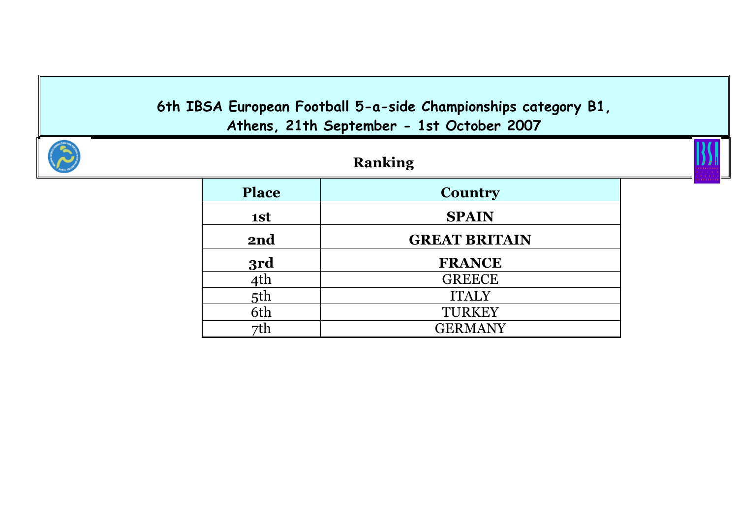# 6th IBSA European Football 5-a-side Championships category B1, Athens, 21th September - 1st October 2007

## Ranking

| Place | Country |
|---|---|
| **1st** | **SPAIN** |
| **2nd** | **GREAT BRITAIN** |
| **3rd** | **FRANCE** |
| 4th | GREECE |
| 5th | ITALY |
| 6th | TURKEY |
| 7th | GERMANY |